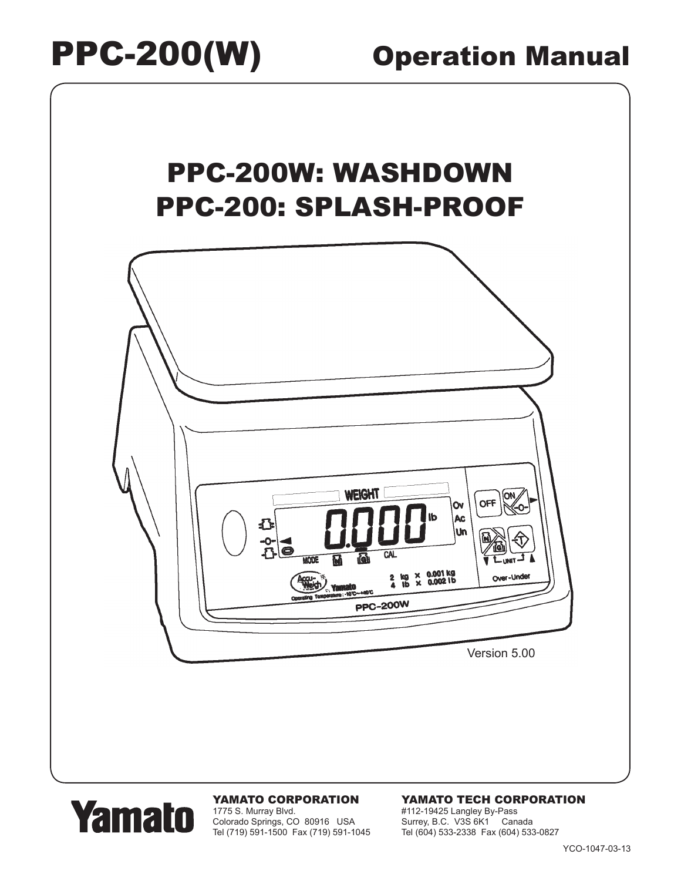# PPC-200(W) Operation Manual

## PPC-200W: WASHDOWN
## PPC-200: SPLASH-PROOF

Version 5.00

**Yamato**

**YAMATO CORPORATION**
1775 S. Murray Blvd.
Colorado Springs, CO 80916 USA
Tel (719) 591-1500 Fax (719) 591-1045

**YAMATO TECH CORPORATION**
#112-19425 Langley By-Pass
Surrey, B.C. V3S 6K1 Canada
Tel (604) 533-2338 Fax (604) 533-0827

YCO-1047-03-13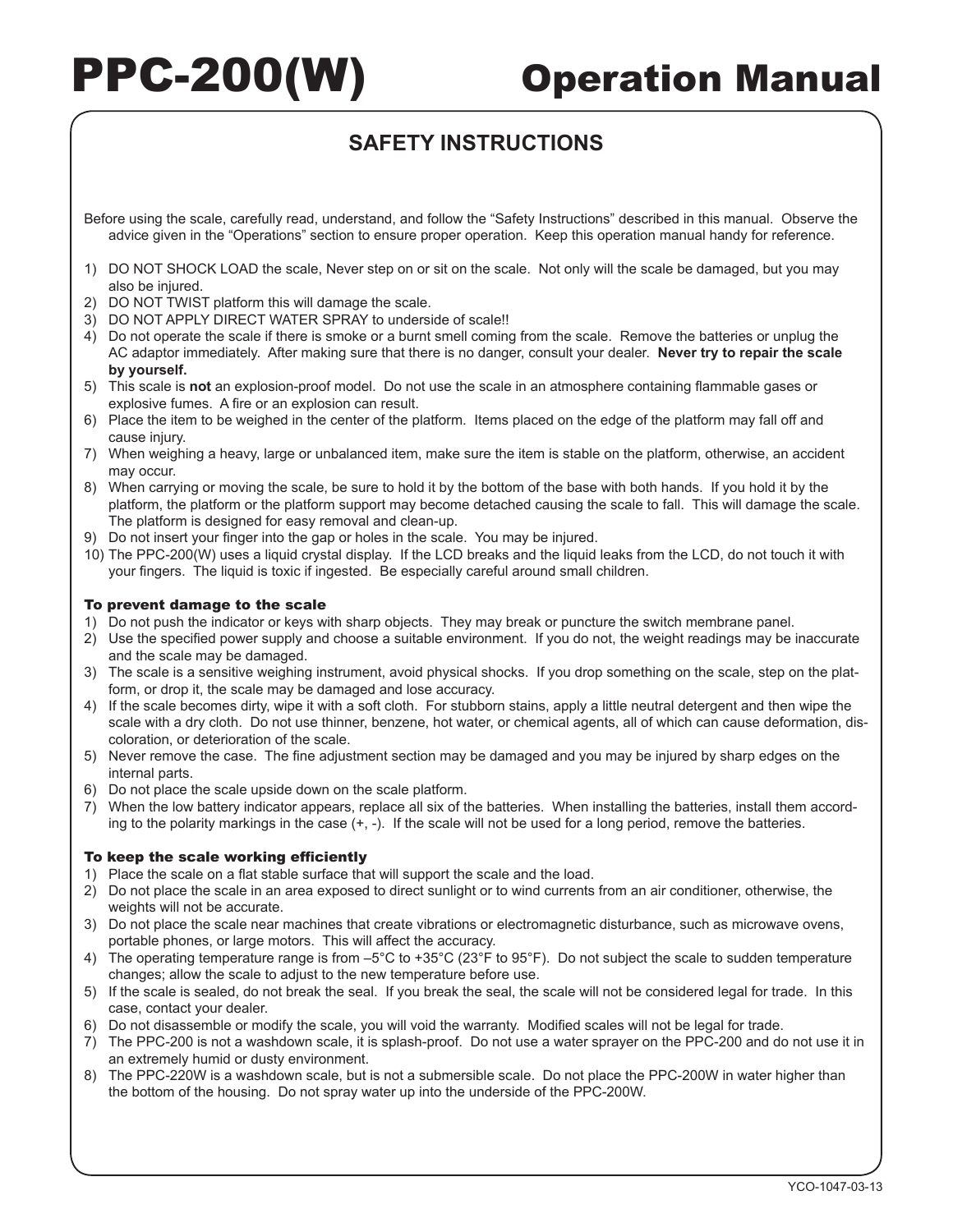# PPC-200(W) Operation Manual

## SAFETY INSTRUCTIONS

Before using the scale, carefully read, understand, and follow the "Safety Instructions" described in this manual. Observe the advice given in the "Operations" section to ensure proper operation. Keep this operation manual handy for reference.

1) DO NOT SHOCK LOAD the scale, Never step on or sit on the scale. Not only will the scale be damaged, but you may also be injured.
2) DO NOT TWIST platform this will damage the scale.
3) DO NOT APPLY DIRECT WATER SPRAY to underside of scale!!
4) Do not operate the scale if there is smoke or a burnt smell coming from the scale. Remove the batteries or unplug the AC adaptor immediately. After making sure that there is no danger, consult your dealer. **Never try to repair the scale by yourself.**
5) This scale is **not** an explosion-proof model. Do not use the scale in an atmosphere containing flammable gases or explosive fumes. A fire or an explosion can result.
6) Place the item to be weighed in the center of the platform. Items placed on the edge of the platform may fall off and cause injury.
7) When weighing a heavy, large or unbalanced item, make sure the item is stable on the platform, otherwise, an accident may occur.
8) When carrying or moving the scale, be sure to hold it by the bottom of the base with both hands. If you hold it by the platform, the platform or the platform support may become detached causing the scale to fall. This will damage the scale. The platform is designed for easy removal and clean-up.
9) Do not insert your finger into the gap or holes in the scale. You may be injured.
10) The PPC-200(W) uses a liquid crystal display. If the LCD breaks and the liquid leaks from the LCD, do not touch it with your fingers. The liquid is toxic if ingested. Be especially careful around small children.

### To prevent damage to the scale

1) Do not push the indicator or keys with sharp objects. They may break or puncture the switch membrane panel.
2) Use the specified power supply and choose a suitable environment. If you do not, the weight readings may be inaccurate and the scale may be damaged.
3) The scale is a sensitive weighing instrument, avoid physical shocks. If you drop something on the scale, step on the platform, or drop it, the scale may be damaged and lose accuracy.
4) If the scale becomes dirty, wipe it with a soft cloth. For stubborn stains, apply a little neutral detergent and then wipe the scale with a dry cloth. Do not use thinner, benzene, hot water, or chemical agents, all of which can cause deformation, discoloration, or deterioration of the scale.
5) Never remove the case. The fine adjustment section may be damaged and you may be injured by sharp edges on the internal parts.
6) Do not place the scale upside down on the scale platform.
7) When the low battery indicator appears, replace all six of the batteries. When installing the batteries, install them according to the polarity markings in the case (+, -). If the scale will not be used for a long period, remove the batteries.

### To keep the scale working efficiently

1) Place the scale on a flat stable surface that will support the scale and the load.
2) Do not place the scale in an area exposed to direct sunlight or to wind currents from an air conditioner, otherwise, the weights will not be accurate.
3) Do not place the scale near machines that create vibrations or electromagnetic disturbance, such as microwave ovens, portable phones, or large motors. This will affect the accuracy.
4) The operating temperature range is from –5°C to +35°C (23°F to 95°F). Do not subject the scale to sudden temperature changes; allow the scale to adjust to the new temperature before use.
5) If the scale is sealed, do not break the seal. If you break the seal, the scale will not be considered legal for trade. In this case, contact your dealer.
6) Do not disassemble or modify the scale, you will void the warranty. Modified scales will not be legal for trade.
7) The PPC-200 is not a washdown scale, it is splash-proof. Do not use a water sprayer on the PPC-200 and do not use it in an extremely humid or dusty environment.
8) The PPC-220W is a washdown scale, but is not a submersible scale. Do not place the PPC-200W in water higher than the bottom of the housing. Do not spray water up into the underside of the PPC-200W.

YCO-1047-03-13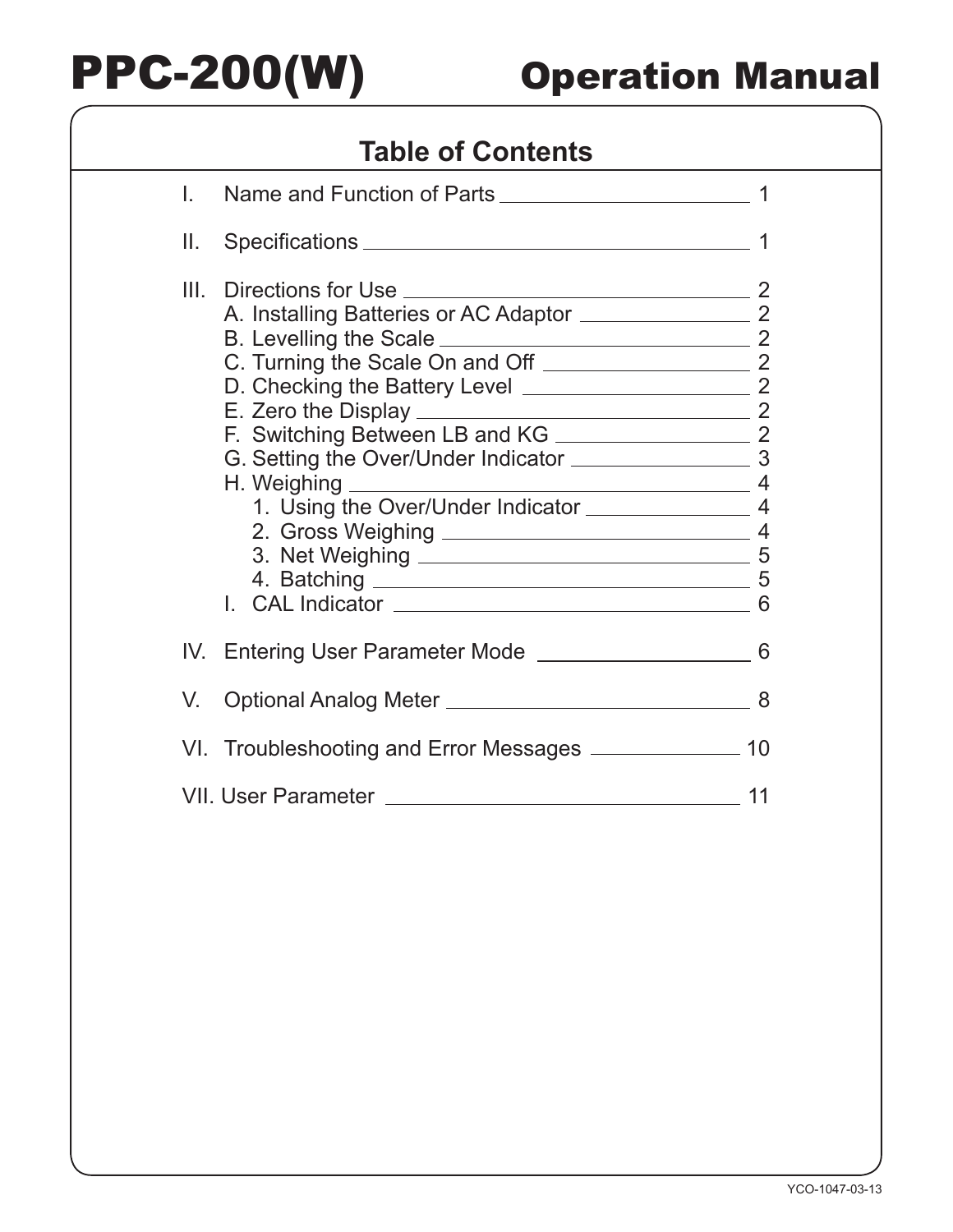# PPC-200(W) Operation Manual

## Table of Contents

I. Name and Function of Parts ........ 1

II. Specifications ........ 1

III. Directions for Use ........ 2
- A. Installing Batteries or AC Adaptor ........ 2
- B. Levelling the Scale ........ 2
- C. Turning the Scale On and Off ........ 2
- D. Checking the Battery Level ........ 2
- E. Zero the Display ........ 2
- F. Switching Between LB and KG ........ 2
- G. Setting the Over/Under Indicator ........ 3
- H. Weighing ........ 4
  1. Using the Over/Under Indicator ........ 4
  2. Gross Weighing ........ 4
  3. Net Weighing ........ 5
  4. Batching ........ 5
- I. CAL Indicator ........ 6

IV. Entering User Parameter Mode ........ 6

V. Optional Analog Meter ........ 8

VI. Troubleshooting and Error Messages ........ 10

VII. User Parameter ........ 11

YCO-1047-03-13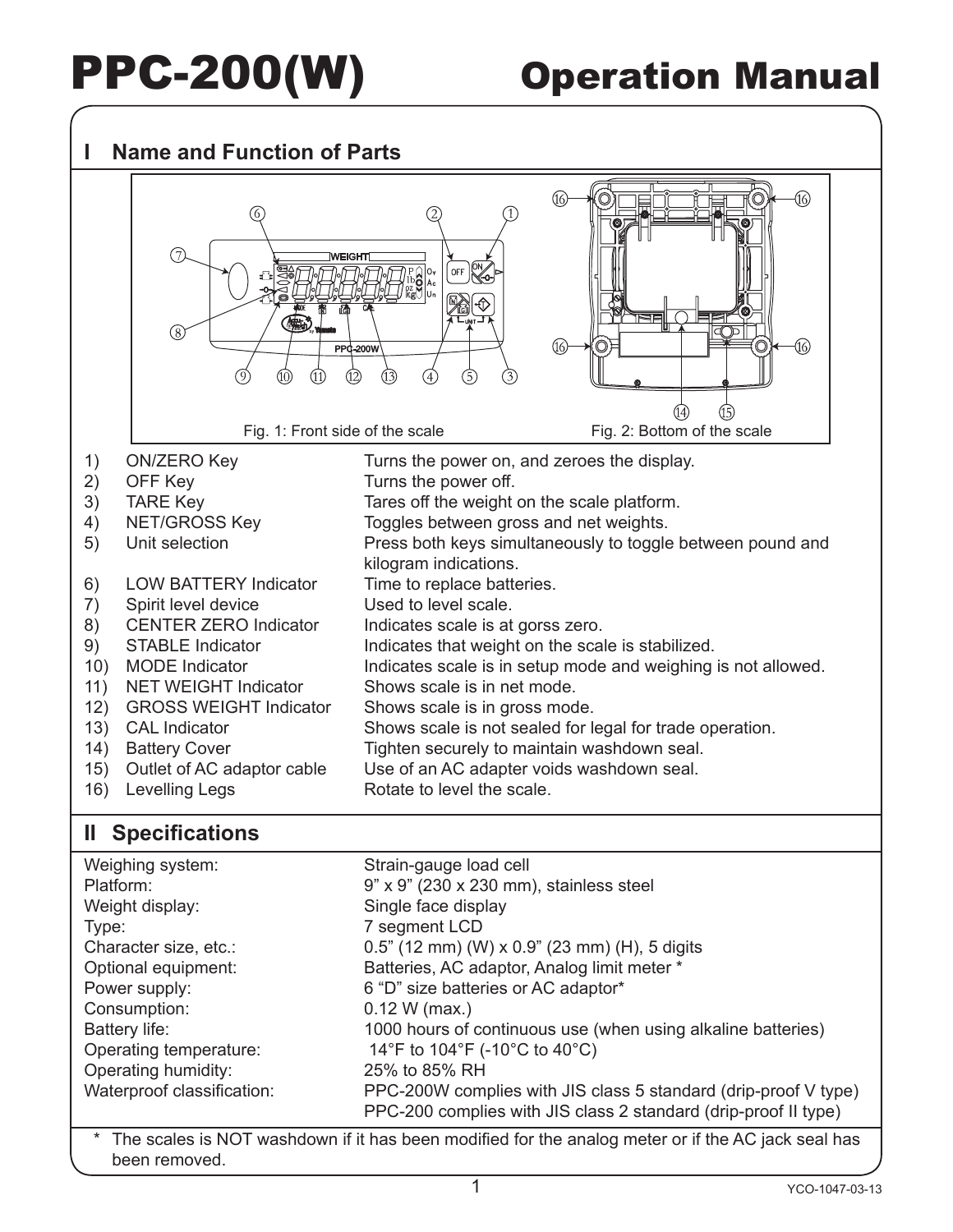# PPC-200(W) Operation Manual

## I Name and Function of Parts

Fig. 1: Front side of the scale

Fig. 2: Bottom of the scale

| | Part | Function |
|---|---|---|
| 1) | ON/ZERO Key | Turns the power on, and zeroes the display. |
| 2) | OFF Key | Turns the power off. |
| 3) | TARE Key | Tares off the weight on the scale platform. |
| 4) | NET/GROSS Key | Toggles between gross and net weights. |
| 5) | Unit selection | Press both keys simultaneously to toggle between pound and kilogram indications. |
| 6) | LOW BATTERY Indicator | Time to replace batteries. |
| 7) | Spirit level device | Used to level scale. |
| 8) | CENTER ZERO Indicator | Indicates scale is at gorss zero. |
| 9) | STABLE Indicator | Indicates that weight on the scale is stabilized. |
| 10) | MODE Indicator | Indicates scale is in setup mode and weighing is not allowed. |
| 11) | NET WEIGHT Indicator | Shows scale is in net mode. |
| 12) | GROSS WEIGHT Indicator | Shows scale is in gross mode. |
| 13) | CAL Indicator | Shows scale is not sealed for legal for trade operation. |
| 14) | Battery Cover | Tighten securely to maintain washdown seal. |
| 15) | Outlet of AC adaptor cable | Use of an AC adapter voids washdown seal. |
| 16) | Levelling Legs | Rotate to level the scale. |

## II Specifications

| | |
|---|---|
| Weighing system: | Strain-gauge load cell |
| Platform: | 9” x 9” (230 x 230 mm), stainless steel |
| Weight display: | Single face display |
| Type: | 7 segment LCD |
| Character size, etc.: | 0.5” (12 mm) (W) x 0.9” (23 mm) (H), 5 digits |
| Optional equipment: | Batteries, AC adaptor, Analog limit meter * |
| Power supply: | 6 “D” size batteries or AC adaptor* |
| Consumption: | 0.12 W (max.) |
| Battery life: | 1000 hours of continuous use (when using alkaline batteries) |
| Operating temperature: | 14°F to 104°F (-10°C to 40°C) |
| Operating humidity: | 25% to 85% RH |
| Waterproof classification: | PPC-200W complies with JIS class 5 standard (drip-proof V type)<br>PPC-200 complies with JIS class 2 standard (drip-proof II type) |

\* The scales is NOT washdown if it has been modified for the analog meter or if the AC jack seal has been removed.

YCO-1047-03-13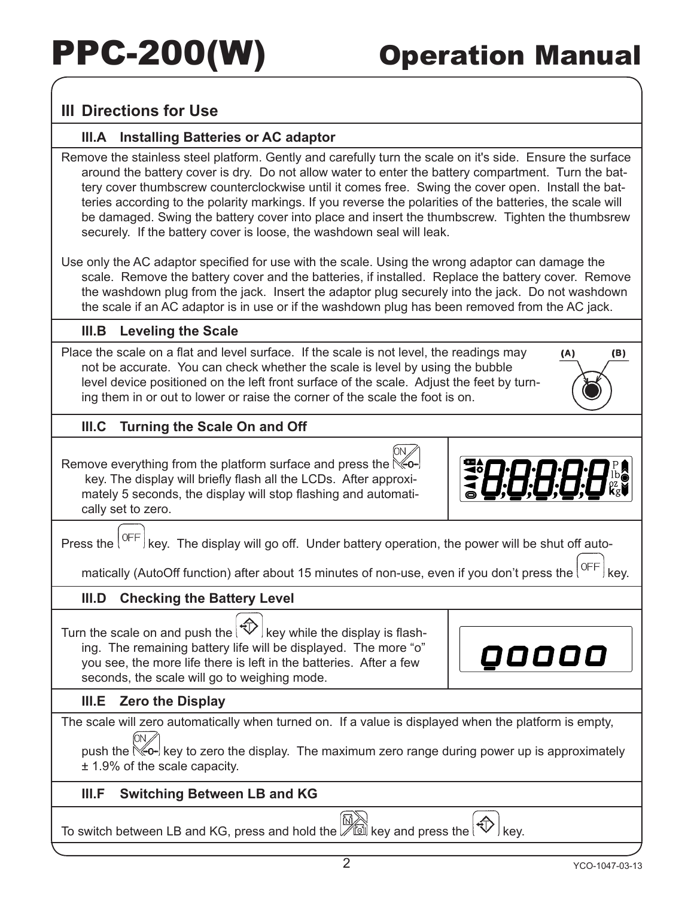# PPC-200(W) Operation Manual

## III Directions for Use

### III.A Installing Batteries or AC adaptor

Remove the stainless steel platform. Gently and carefully turn the scale on it's side. Ensure the surface around the battery cover is dry. Do not allow water to enter the battery compartment. Turn the battery cover thumbscrew counterclockwise until it comes free. Swing the cover open. Install the batteries according to the polarity markings. If you reverse the polarities of the batteries, the scale will be damaged. Swing the battery cover into place and insert the thumbscrew. Tighten the thumbsrew securely. If the battery cover is loose, the washdown seal will leak.

Use only the AC adaptor specified for use with the scale. Using the wrong adaptor can damage the scale. Remove the battery cover and the batteries, if installed. Replace the battery cover. Remove the washdown plug from the jack. Insert the adaptor plug securely into the jack. Do not washdown the scale if an AC adaptor is in use or if the washdown plug has been removed from the AC jack.

### III.B Leveling the Scale

Place the scale on a flat and level surface. If the scale is not level, the readings may not be accurate. You can check whether the scale is level by using the bubble level device positioned on the left front surface of the scale. Adjust the feet by turning them in or out to lower or raise the corner of the scale the foot is on.

(A) (B)

### III.C Turning the Scale On and Off

Remove everything from the platform surface and press the ON/-0- key. The display will briefly flash all the LCDs. After approximately 5 seconds, the display will stop flashing and automatically set to zero.

Press the OFF key. The display will go off. Under battery operation, the power will be shut off automatically (AutoOff function) after about 15 minutes of non-use, even if you don't press the OFF key.

### III.D Checking the Battery Level

Turn the scale on and push the ⇔ key while the display is flashing. The remaining battery life will be displayed. The more "o" you see, the more life there is left in the batteries. After a few seconds, the scale will go to weighing mode.

ooooo

### III.E Zero the Display

The scale will zero automatically when turned on. If a value is displayed when the platform is empty, push the ON/-0- key to zero the display. The maximum zero range during power up is approximately ± 1.9% of the scale capacity.

### III.F Switching Between LB and KG

To switch between LB and KG, press and hold the N/G key and press the ⇔ key.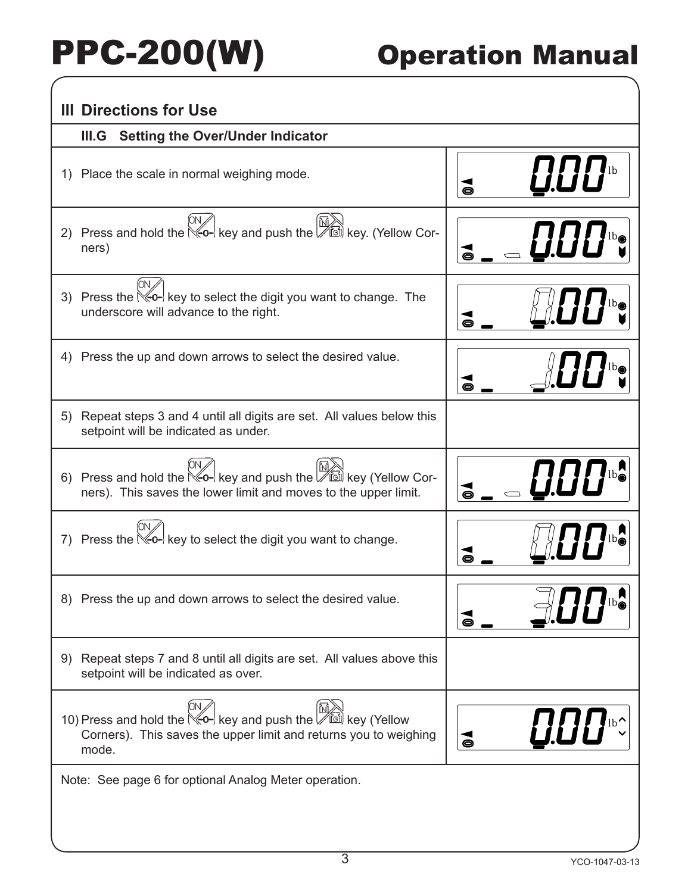## III Directions for Use

### III.G Setting the Over/Under Indicator

| Step | Display |
|---|---|
| 1) Place the scale in normal weighing mode. | 0.00 lb |
| 2) Press and hold the ON key and push the N/G key. (Yellow Corners) | 0.00 lb |
| 3) Press the ON key to select the digit you want to change. The underscore will advance to the right. | 0.00 lb |
| 4) Press the up and down arrows to select the desired value. | 1.00 lb |
| 5) Repeat steps 3 and 4 until all digits are set. All values below this setpoint will be indicated as under. | |
| 6) Press and hold the ON key and push the N/G key (Yellow Corners). This saves the lower limit and moves to the upper limit. | 0.00 lb |
| 7) Press the ON key to select the digit you want to change. | 0.00 lb |
| 8) Press the up and down arrows to select the desired value. | 3.00 lb |
| 9) Repeat steps 7 and 8 until all digits are set. All values above this setpoint will be indicated as over. | |
| 10) Press and hold the ON key and push the N/G key (Yellow Corners). This saves the upper limit and returns you to weighing mode. | 0.00 lb |

Note: See page 6 for optional Analog Meter operation.

YCO-1047-03-13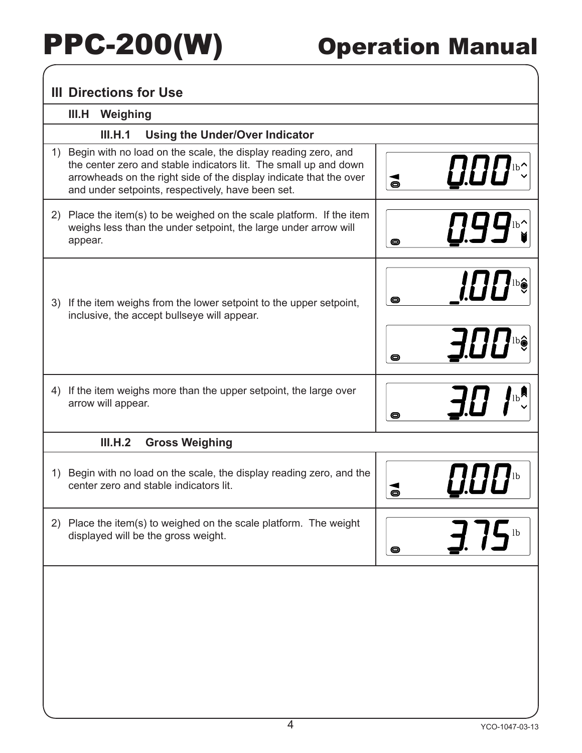# III Directions for Use

## III.H Weighing

### III.H.1 Using the Under/Over Indicator

1) Begin with no load on the scale, the display reading zero, and the center zero and stable indicators lit. The small up and down arrowheads on the right side of the display indicate that the over and under setpoints, respectively, have been set.

2) Place the item(s) to be weighed on the scale platform. If the item weighs less than the under setpoint, the large under arrow will appear.

3) If the item weighs from the lower setpoint to the upper setpoint, inclusive, the accept bullseye will appear.

4) If the item weighs more than the upper setpoint, the large over arrow will appear.

### III.H.2 Gross Weighing

1) Begin with no load on the scale, the display reading zero, and the center zero and stable indicators lit.

2) Place the item(s) to weighed on the scale platform. The weight displayed will be the gross weight.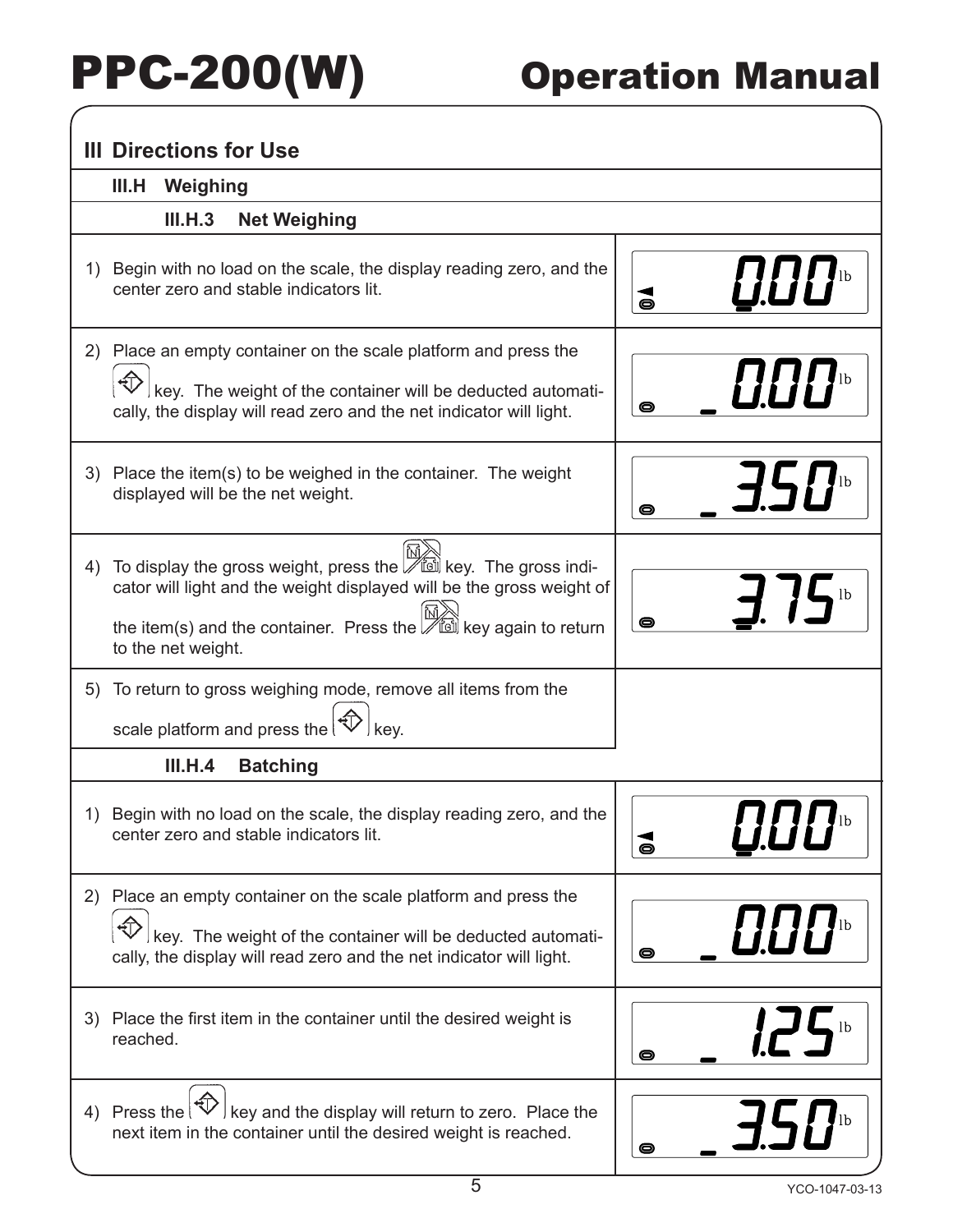## III Directions for Use

### III.H Weighing

#### III.H.3 Net Weighing

| Step | Display |
|---|---|
| 1) Begin with no load on the scale, the display reading zero, and the center zero and stable indicators lit. | 0.00 lb |
| 2) Place an empty container on the scale platform and press the [TARE] key. The weight of the container will be deducted automatically, the display will read zero and the net indicator will light. | 0.00 lb |
| 3) Place the item(s) to be weighed in the container. The weight displayed will be the net weight. | 3.50 lb |
| 4) To display the gross weight, press the [N/G] key. The gross indicator will light and the weight displayed will be the gross weight of the item(s) and the container. Press the [N/G] key again to return to the net weight. | 3.75 lb |
| 5) To return to gross weighing mode, remove all items from the scale platform and press the [TARE] key. | |

#### III.H.4 Batching

| Step | Display |
|---|---|
| 1) Begin with no load on the scale, the display reading zero, and the center zero and stable indicators lit. | 0.00 lb |
| 2) Place an empty container on the scale platform and press the [TARE] key. The weight of the container will be deducted automatically, the display will read zero and the net indicator will light. | 0.00 lb |
| 3) Place the first item in the container until the desired weight is reached. | 1.25 lb |
| 4) Press the [TARE] key and the display will return to zero. Place the next item in the container until the desired weight is reached. | 3.50 lb |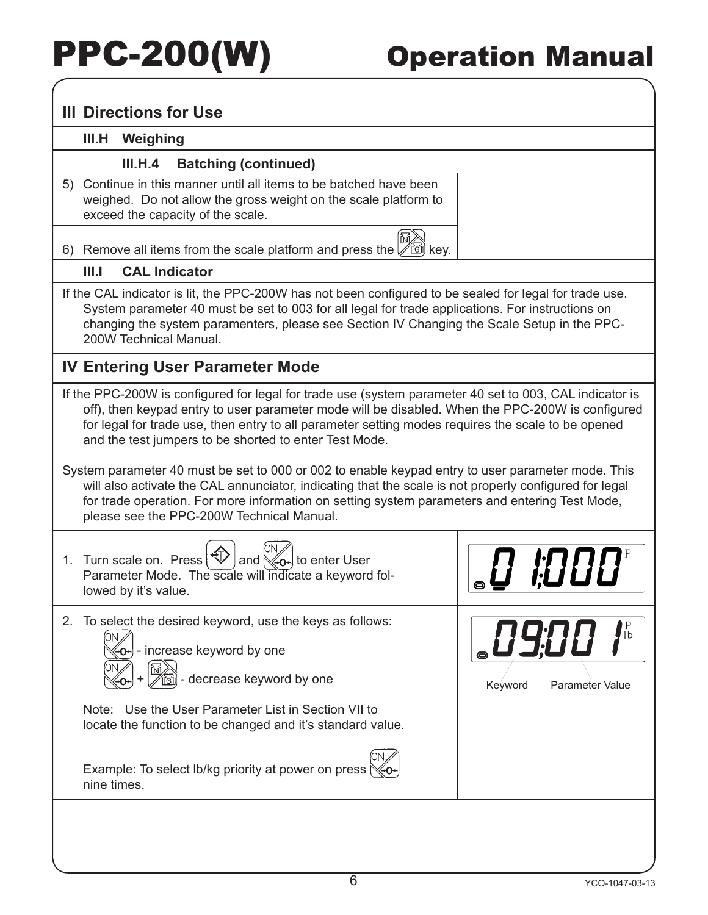## III Directions for Use

### III.H Weighing

#### III.H.4 Batching (continued)

5) Continue in this manner until all items to be batched have been weighed. Do not allow the gross weight on the scale platform to exceed the capacity of the scale.

6) Remove all items from the scale platform and press the N/G key.

### III.I CAL Indicator

If the CAL indicator is lit, the PPC-200W has not been configured to be sealed for legal for trade use. System parameter 40 must be set to 003 for all legal for trade applications. For instructions on changing the system paramenters, please see Section IV Changing the Scale Setup in the PPC-200W Technical Manual.

## IV Entering User Parameter Mode

If the PPC-200W is configured for legal for trade use (system parameter 40 set to 003, CAL indicator is off), then keypad entry to user parameter mode will be disabled. When the PPC-200W is configured for legal for trade use, then entry to all parameter setting modes requires the scale to be opened and the test jumpers to be shorted to enter Test Mode.

System parameter 40 must be set to 000 or 002 to enable keypad entry to user parameter mode. This will also activate the CAL annunciator, indicating that the scale is not properly configured for legal for trade operation. For more information on setting system parameters and entering Test Mode, please see the PPC-200W Technical Manual.

1. Turn scale on. Press T and ON/-0- to enter User Parameter Mode. The scale will indicate a keyword followed by it's value.

   Display: 01:000 P

2. To select the desired keyword, use the keys as follows:

   ON/-0- - increase keyword by one

   ON/-0- + N/G - decrease keyword by one

   Note: Use the User Parameter List in Section VII to locate the function to be changed and it's standard value.

   Example: To select lb/kg priority at power on press ON/-0- nine times.

   Display: 09:001 P lb

   Keyword — Parameter Value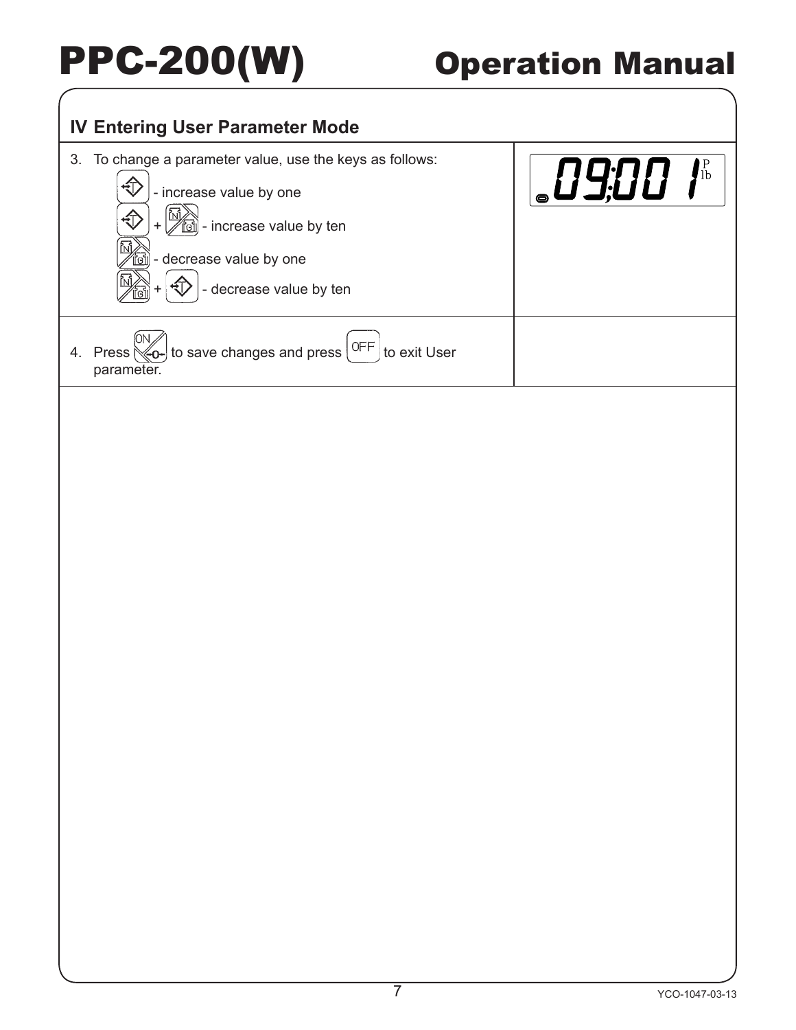## IV Entering User Parameter Mode

| | |
|---|---|
| 3. To change a parameter value, use the keys as follows:<br>[T] - increase value by one<br>[T] + [N/G] - increase value by ten<br>[N/G] - decrease value by one<br>[N/G] + [T] - decrease value by ten | 09:001 P lb |
| 4. Press [ON/-0-] to save changes and press [OFF] to exit User parameter. | |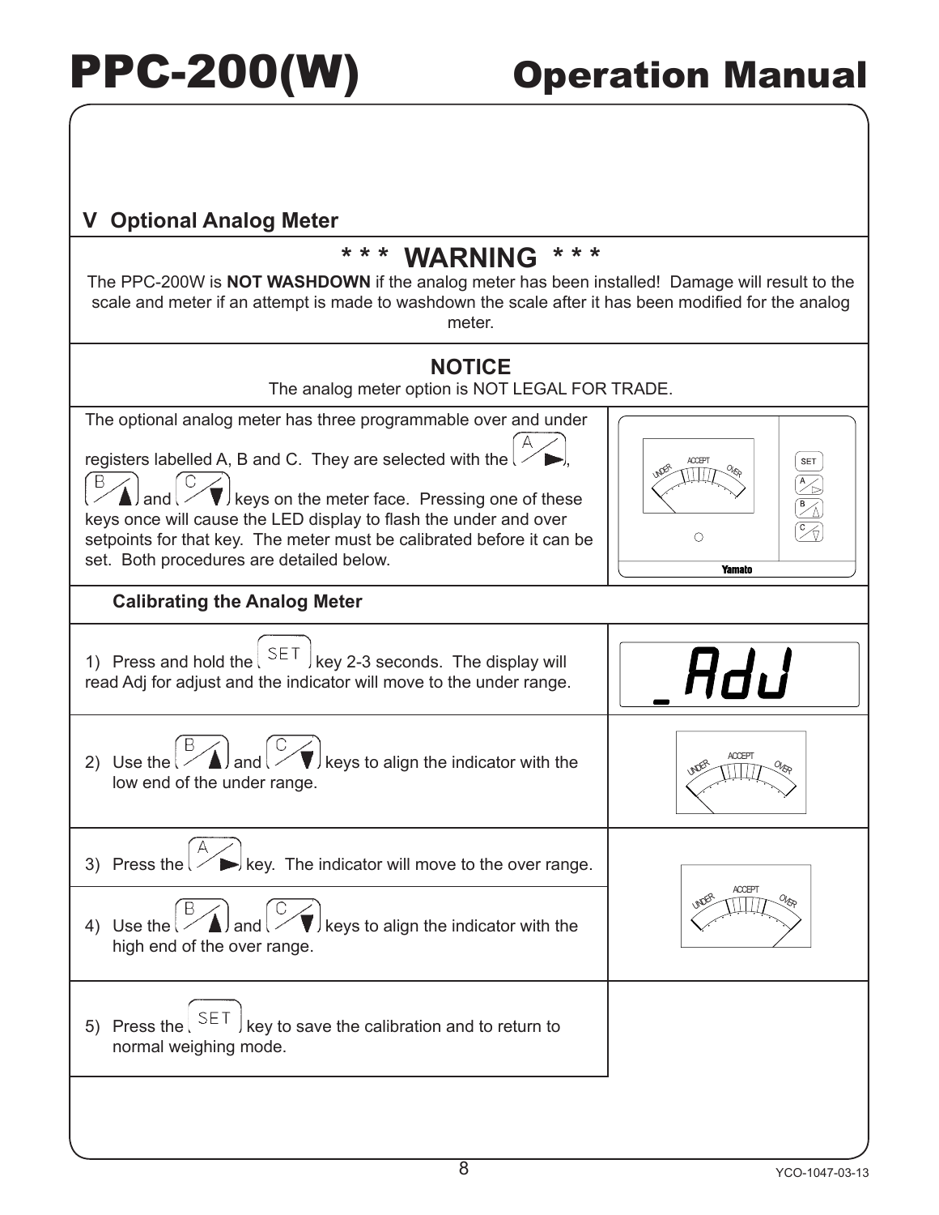## V Optional Analog Meter

### *** WARNING ***

The PPC-200W is **NOT WASHDOWN** if the analog meter has been installed! Damage will result to the scale and meter if an attempt is made to washdown the scale after it has been modified for the analog meter.

### NOTICE

The analog meter option is NOT LEGAL FOR TRADE.

The optional analog meter has three programmable over and under registers labelled A, B and C. They are selected with the A ►, B ▲ and C ▼ keys on the meter face. Pressing one of these keys once will cause the LED display to flash the under and over setpoints for that key. The meter must be calibrated before it can be set. Both procedures are detailed below.

### Calibrating the Analog Meter

1) Press and hold the SET key 2-3 seconds. The display will read Adj for adjust and the indicator will move to the under range.

2) Use the B ▲ and C ▼ keys to align the indicator with the low end of the under range.

3) Press the A ► key. The indicator will move to the over range.

4) Use the B ▲ and C ▼ keys to align the indicator with the high end of the over range.

5) Press the SET key to save the calibration and to return to normal weighing mode.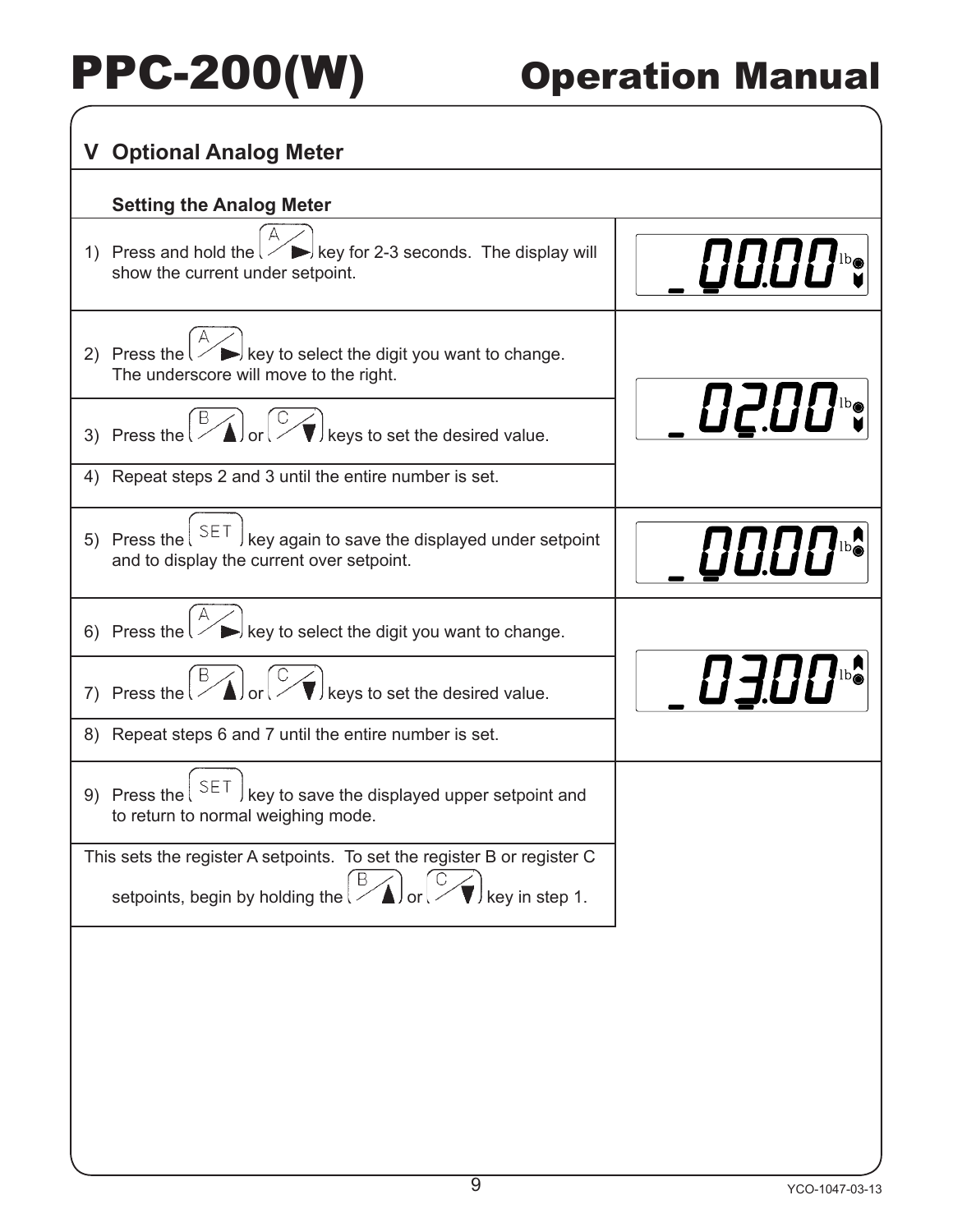## V Optional Analog Meter

### Setting the Analog Meter

| Step | Display |
|---|---|
| 1) Press and hold the A ► key for 2-3 seconds. The display will show the current under setpoint. | _00.00 lb |
| 2) Press the A ► key to select the digit you want to change. The underscore will move to the right. | _02.00 lb |
| 3) Press the B ▲ or C ▼ keys to set the desired value. | |
| 4) Repeat steps 2 and 3 until the entire number is set. | |
| 5) Press the SET key again to save the displayed under setpoint and to display the current over setpoint. | _00.00 lb |
| 6) Press the A ► key to select the digit you want to change. | _03.00 lb |
| 7) Press the B ▲ or C ▼ keys to set the desired value. | |
| 8) Repeat steps 6 and 7 until the entire number is set. | |
| 9) Press the SET key to save the displayed upper setpoint and to return to normal weighing mode. | |

This sets the register A setpoints. To set the register B or register C setpoints, begin by holding the B ▲ or C ▼ key in step 1.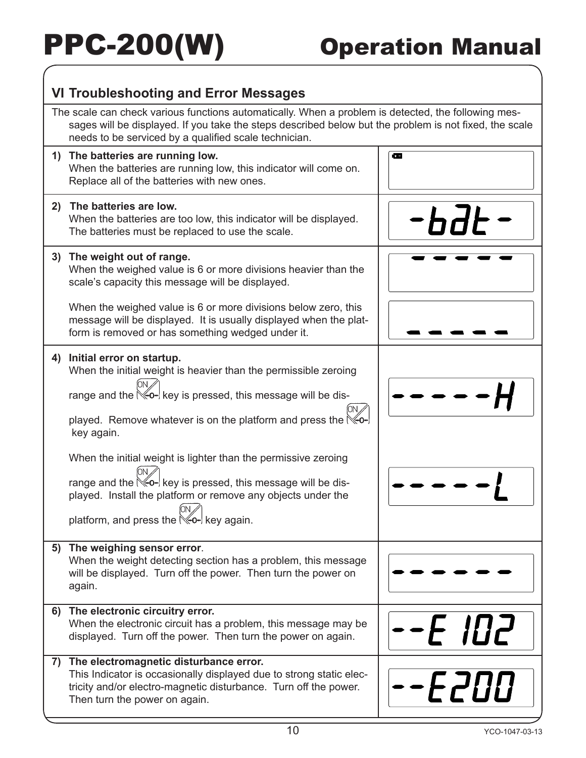# PPC-200(W) Operation Manual

## VI Troubleshooting and Error Messages

The scale can check various functions automatically. When a problem is detected, the following messages will be displayed. If you take the steps described below but the problem is not fixed, the scale needs to be serviced by a qualified scale technician.

| Message | Display |
|---|---|
| **1) The batteries are running low.** When the batteries are running low, this indicator will come on. Replace all of the batteries with new ones. | (battery indicator) |
| **2) The batteries are low.** When the batteries are too low, this indicator will be displayed. The batteries must be replaced to use the scale. | -bAt- |
| **3) The weight out of range.** When the weighed value is 6 or more divisions heavier than the scale's capacity this message will be displayed. | ‾ ‾ ‾ ‾ ‾ |
| When the weighed value is 6 or more divisions below zero, this message will be displayed. It is usually displayed when the platform is removed or has something wedged under it. | _ _ _ _ _ |
| **4) Initial error on startup.** When the initial weight is heavier than the permissible zeroing range and the ON/-0- key is pressed, this message will be displayed. Remove whatever is on the platform and press the ON/-0- key again. | -----H |
| When the initial weight is lighter than the permissive zeroing range and the ON/-0- key is pressed, this message will be displayed. Install the platform or remove any objects under the platform, and press the ON/-0- key again. | -----L |
| **5) The weighing sensor error.** When the weight detecting section has a problem, this message will be displayed. Turn off the power. Then turn the power on again. | ------ |
| **6) The electronic circuitry error.** When the electronic circuit has a problem, this message may be displayed. Turn off the power. Then turn the power on again. | --E 102 |
| **7) The electromagnetic disturbance error.** This Indicator is occasionally displayed due to strong static electricity and/or electro-magnetic disturbance. Turn off the power. Then turn the power on again. | --E200 |

YCO-1047-03-13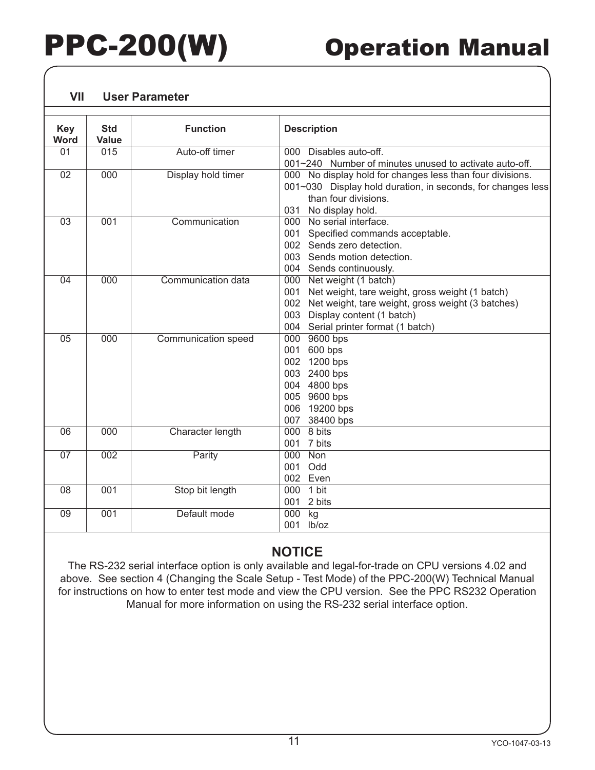## VII User Parameter

| Key Word | Std Value | Function | Description |
|---|---|---|---|
| 01 | 015 | Auto-off timer | 000 Disables auto-off.<br>001~240 Number of minutes unused to activate auto-off. |
| 02 | 000 | Display hold timer | 000 No display hold for changes less than four divisions.<br>001~030 Display hold duration, in seconds, for changes less than four divisions.<br>031 No display hold. |
| 03 | 001 | Communication | 000 No serial interface.<br>001 Specified commands acceptable.<br>002 Sends zero detection.<br>003 Sends motion detection.<br>004 Sends continuously. |
| 04 | 000 | Communication data | 000 Net weight (1 batch)<br>001 Net weight, tare weight, gross weight (1 batch)<br>002 Net weight, tare weight, gross weight (3 batches)<br>003 Display content (1 batch)<br>004 Serial printer format (1 batch) |
| 05 | 000 | Communication speed | 000 9600 bps<br>001 600 bps<br>002 1200 bps<br>003 2400 bps<br>004 4800 bps<br>005 9600 bps<br>006 19200 bps<br>007 38400 bps |
| 06 | 000 | Character length | 000 8 bits<br>001 7 bits |
| 07 | 002 | Parity | 000 Non<br>001 Odd<br>002 Even |
| 08 | 001 | Stop bit length | 000 1 bit<br>001 2 bits |
| 09 | 001 | Default mode | 000 kg<br>001 lb/oz |

### NOTICE

The RS-232 serial interface option is only available and legal-for-trade on CPU versions 4.02 and above. See section 4 (Changing the Scale Setup - Test Mode) of the PPC-200(W) Technical Manual for instructions on how to enter test mode and view the CPU version. See the PPC RS232 Operation Manual for more information on using the RS-232 serial interface option.